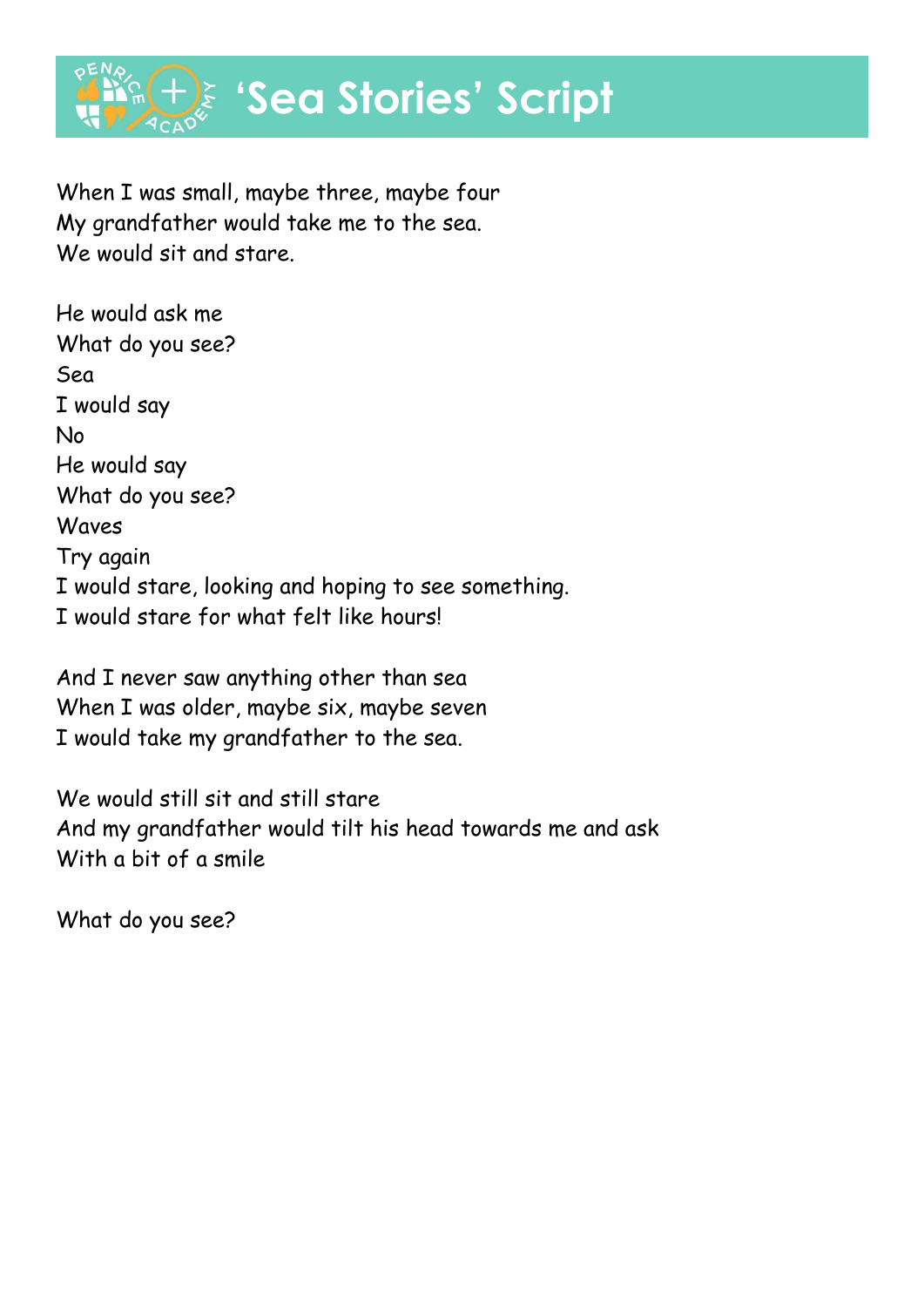# 'Sea Stories' Script

When I was small, maybe three, maybe four
My grandfather would take me to the sea.
We would sit and stare.

He would ask me
What do you see?
Sea
I would say
No
He would say
What do you see?
Waves
Try again
I would stare, looking and hoping to see something.
I would stare for what felt like hours!

And I never saw anything other than sea
When I was older, maybe six, maybe seven
I would take my grandfather to the sea.

We would still sit and still stare
And my grandfather would tilt his head towards me and ask
With a bit of a smile

What do you see?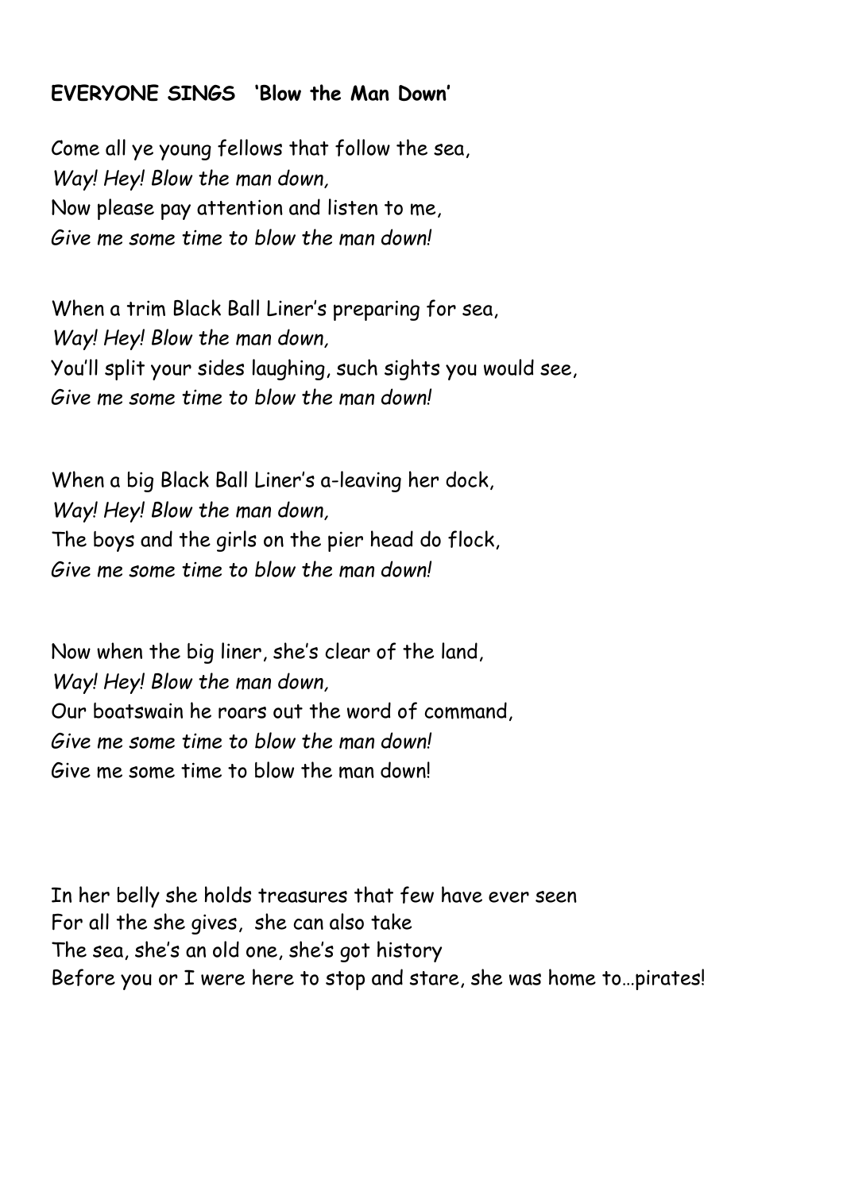**EVERYONE SINGS 'Blow the Man Down'**

Come all ye young fellows that follow the sea,
*Way! Hey! Blow the man down,*
Now please pay attention and listen to me,
*Give me some time to blow the man down!*

When a trim Black Ball Liner's preparing for sea,
*Way! Hey! Blow the man down,*
You'll split your sides laughing, such sights you would see,
*Give me some time to blow the man down!*

When a big Black Ball Liner's a-leaving her dock,
*Way! Hey! Blow the man down,*
The boys and the girls on the pier head do flock,
*Give me some time to blow the man down!*

Now when the big liner, she's clear of the land,
*Way! Hey! Blow the man down,*
Our boatswain he roars out the word of command,
*Give me some time to blow the man down!*
Give me some time to blow the man down!

In her belly she holds treasures that few have ever seen
For all the she gives, she can also take
The sea, she's an old one, she's got history
Before you or I were here to stop and stare, she was home to…pirates!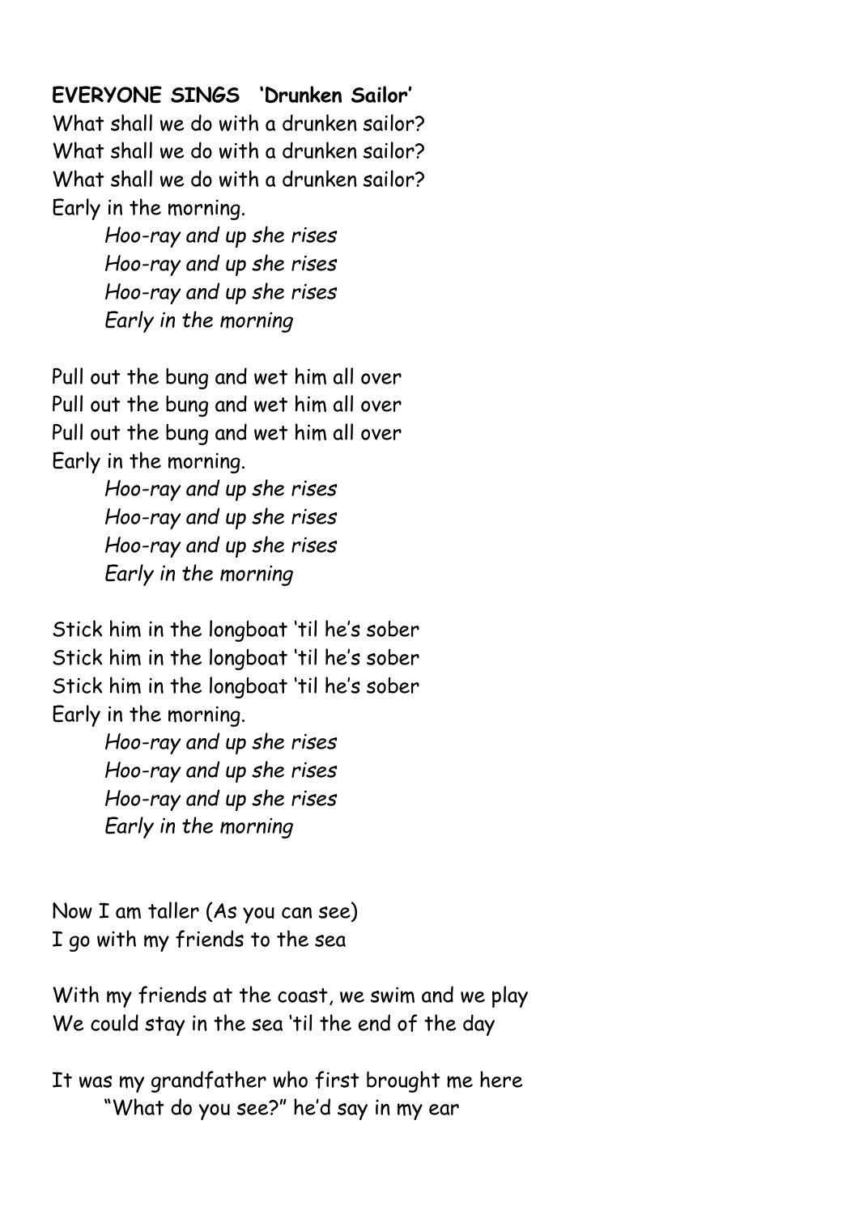**EVERYONE SINGS 'Drunken Sailor'**

What shall we do with a drunken sailor?
What shall we do with a drunken sailor?
What shall we do with a drunken sailor?
Early in the morning.

*Hoo-ray and up she rises*
*Hoo-ray and up she rises*
*Hoo-ray and up she rises*
*Early in the morning*

Pull out the bung and wet him all over
Pull out the bung and wet him all over
Pull out the bung and wet him all over
Early in the morning.

*Hoo-ray and up she rises*
*Hoo-ray and up she rises*
*Hoo-ray and up she rises*
*Early in the morning*

Stick him in the longboat 'til he's sober
Stick him in the longboat 'til he's sober
Stick him in the longboat 'til he's sober
Early in the morning.

*Hoo-ray and up she rises*
*Hoo-ray and up she rises*
*Hoo-ray and up she rises*
*Early in the morning*

Now I am taller (As you can see)
I go with my friends to the sea

With my friends at the coast, we swim and we play
We could stay in the sea 'til the end of the day

It was my grandfather who first brought me here
"What do you see?" he'd say in my ear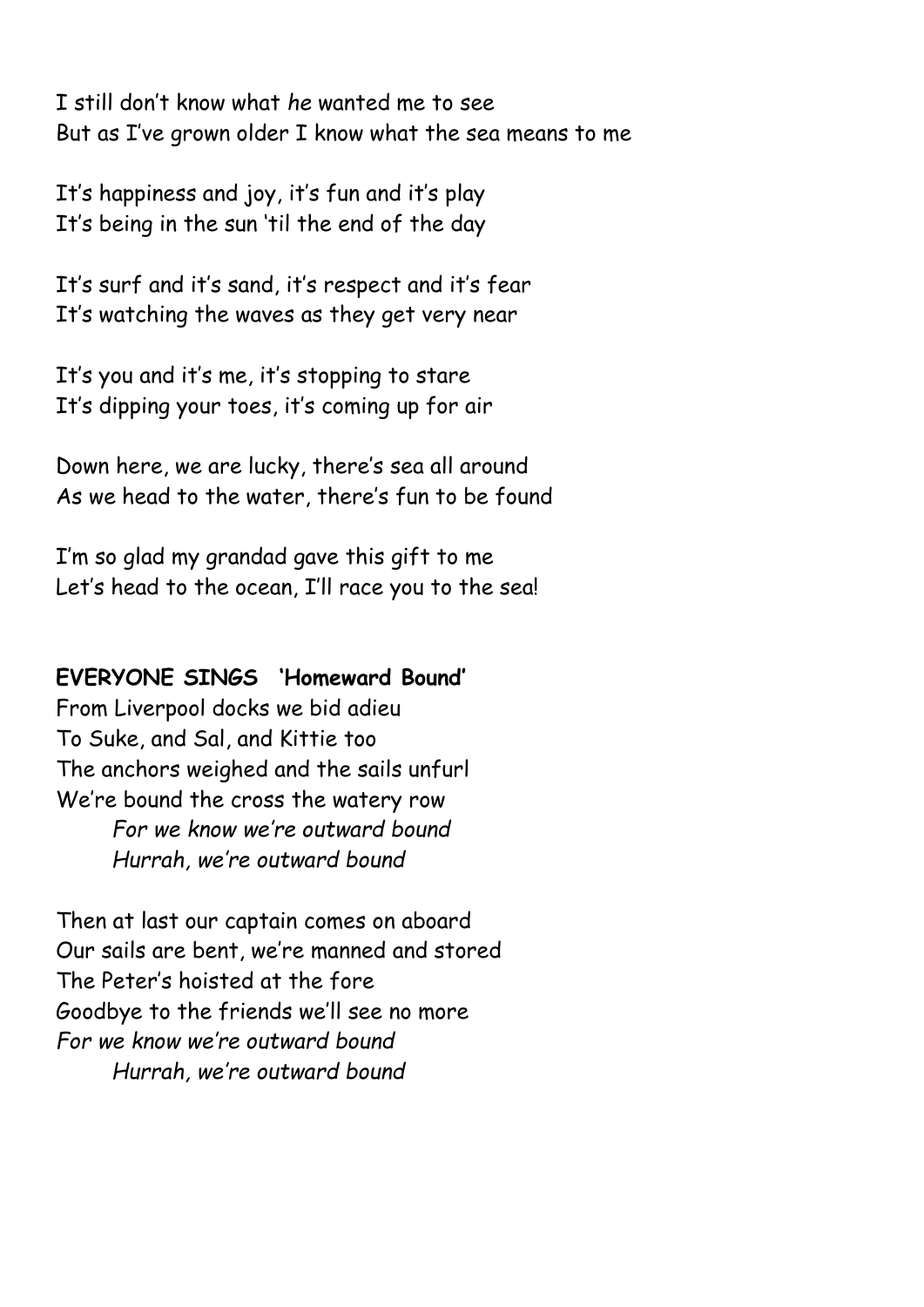I still don't know what *he* wanted me to see
But as I've grown older I know what the sea means to me

It's happiness and joy, it's fun and it's play
It's being in the sun 'til the end of the day

It's surf and it's sand, it's respect and it's fear
It's watching the waves as they get very near

It's you and it's me, it's stopping to stare
It's dipping your toes, it's coming up for air

Down here, we are lucky, there's sea all around
As we head to the water, there's fun to be found

I'm so glad my grandad gave this gift to me
Let's head to the ocean, I'll race you to the sea!

**EVERYONE SINGS 'Homeward Bound'**

From Liverpool docks we bid adieu
To Suke, and Sal, and Kittie too
The anchors weighed and the sails unfurl
We're bound the cross the watery row
*For we know we're outward bound*
*Hurrah, we're outward bound*

Then at last our captain comes on aboard
Our sails are bent, we're manned and stored
The Peter's hoisted at the fore
Goodbye to the friends we'll see no more
*For we know we're outward bound*
*Hurrah, we're outward bound*